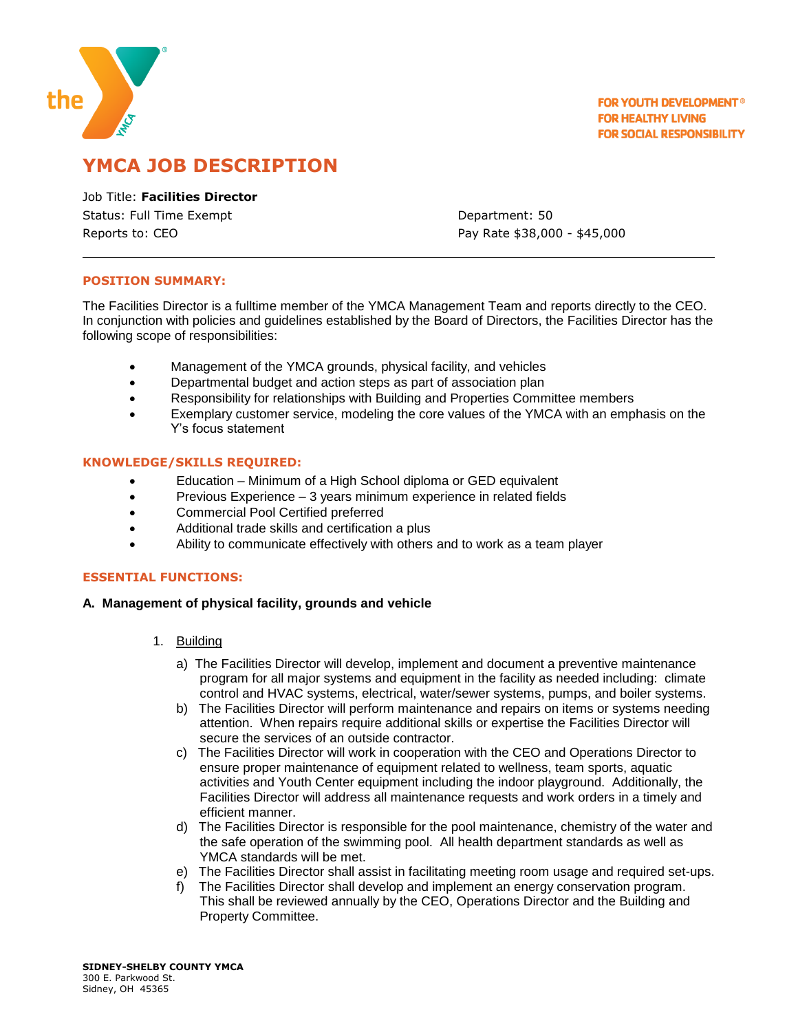FOR YOUTH DEVELOPMENT®
FOR HEALTHY LIVING
FOR SOCIAL RESPONSIBILITY

# YMCA JOB DESCRIPTION

Job Title: **Facilities Director**
Status: Full Time Exempt
Reports to: CEO

Department: 50
Pay Rate $38,000 - $45,000

---

## POSITION SUMMARY:

The Facilities Director is a fulltime member of the YMCA Management Team and reports directly to the CEO. In conjunction with policies and guidelines established by the Board of Directors, the Facilities Director has the following scope of responsibilities:

- Management of the YMCA grounds, physical facility, and vehicles
- Departmental budget and action steps as part of association plan
- Responsibility for relationships with Building and Properties Committee members
- Exemplary customer service, modeling the core values of the YMCA with an emphasis on the Y's focus statement

## KNOWLEDGE/SKILLS REQUIRED:

- Education – Minimum of a High School diploma or GED equivalent
- Previous Experience – 3 years minimum experience in related fields
- Commercial Pool Certified preferred
- Additional trade skills and certification a plus
- Ability to communicate effectively with others and to work as a team player

## ESSENTIAL FUNCTIONS:

### A. Management of physical facility, grounds and vehicle

1. Building

   a) The Facilities Director will develop, implement and document a preventive maintenance program for all major systems and equipment in the facility as needed including: climate control and HVAC systems, electrical, water/sewer systems, pumps, and boiler systems.
   
   b) The Facilities Director will perform maintenance and repairs on items or systems needing attention. When repairs require additional skills or expertise the Facilities Director will secure the services of an outside contractor.
   
   c) The Facilities Director will work in cooperation with the CEO and Operations Director to ensure proper maintenance of equipment related to wellness, team sports, aquatic activities and Youth Center equipment including the indoor playground. Additionally, the Facilities Director will address all maintenance requests and work orders in a timely and efficient manner.
   
   d) The Facilities Director is responsible for the pool maintenance, chemistry of the water and the safe operation of the swimming pool. All health department standards as well as YMCA standards will be met.
   
   e) The Facilities Director shall assist in facilitating meeting room usage and required set-ups.
   
   f) The Facilities Director shall develop and implement an energy conservation program. This shall be reviewed annually by the CEO, Operations Director and the Building and Property Committee.

**SIDNEY-SHELBY COUNTY YMCA**
300 E. Parkwood St.
Sidney, OH 45365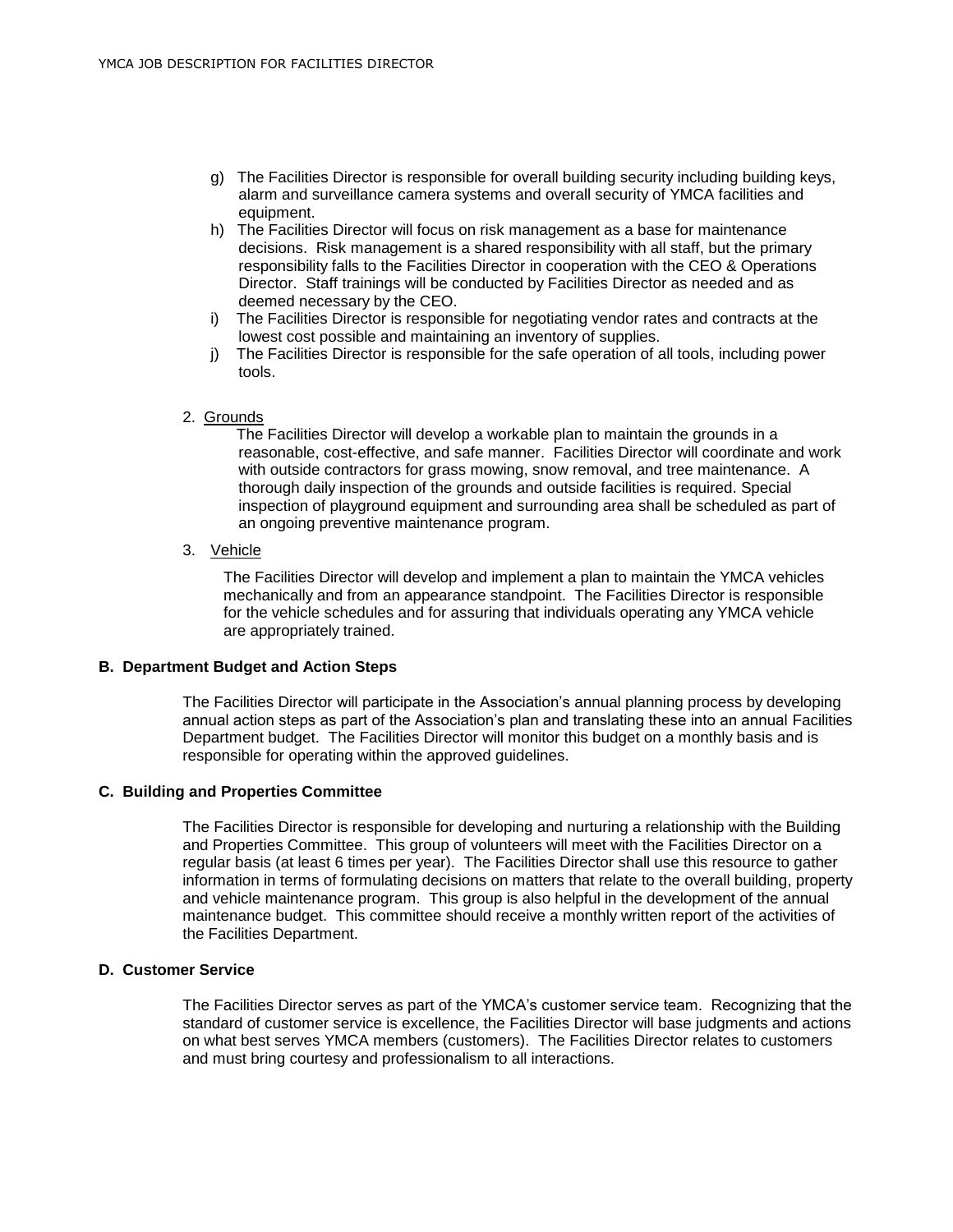g) The Facilities Director is responsible for overall building security including building keys, alarm and surveillance camera systems and overall security of YMCA facilities and equipment.

h) The Facilities Director will focus on risk management as a base for maintenance decisions. Risk management is a shared responsibility with all staff, but the primary responsibility falls to the Facilities Director in cooperation with the CEO & Operations Director. Staff trainings will be conducted by Facilities Director as needed and as deemed necessary by the CEO.

i) The Facilities Director is responsible for negotiating vendor rates and contracts at the lowest cost possible and maintaining an inventory of supplies.

j) The Facilities Director is responsible for the safe operation of all tools, including power tools.

2. Grounds

The Facilities Director will develop a workable plan to maintain the grounds in a reasonable, cost-effective, and safe manner. Facilities Director will coordinate and work with outside contractors for grass mowing, snow removal, and tree maintenance. A thorough daily inspection of the grounds and outside facilities is required. Special inspection of playground equipment and surrounding area shall be scheduled as part of an ongoing preventive maintenance program.

3. Vehicle

The Facilities Director will develop and implement a plan to maintain the YMCA vehicles mechanically and from an appearance standpoint. The Facilities Director is responsible for the vehicle schedules and for assuring that individuals operating any YMCA vehicle are appropriately trained.

**B. Department Budget and Action Steps**

The Facilities Director will participate in the Association's annual planning process by developing annual action steps as part of the Association's plan and translating these into an annual Facilities Department budget. The Facilities Director will monitor this budget on a monthly basis and is responsible for operating within the approved guidelines.

**C. Building and Properties Committee**

The Facilities Director is responsible for developing and nurturing a relationship with the Building and Properties Committee. This group of volunteers will meet with the Facilities Director on a regular basis (at least 6 times per year). The Facilities Director shall use this resource to gather information in terms of formulating decisions on matters that relate to the overall building, property and vehicle maintenance program. This group is also helpful in the development of the annual maintenance budget. This committee should receive a monthly written report of the activities of the Facilities Department.

**D. Customer Service**

The Facilities Director serves as part of the YMCA's customer service team. Recognizing that the standard of customer service is excellence, the Facilities Director will base judgments and actions on what best serves YMCA members (customers). The Facilities Director relates to customers and must bring courtesy and professionalism to all interactions.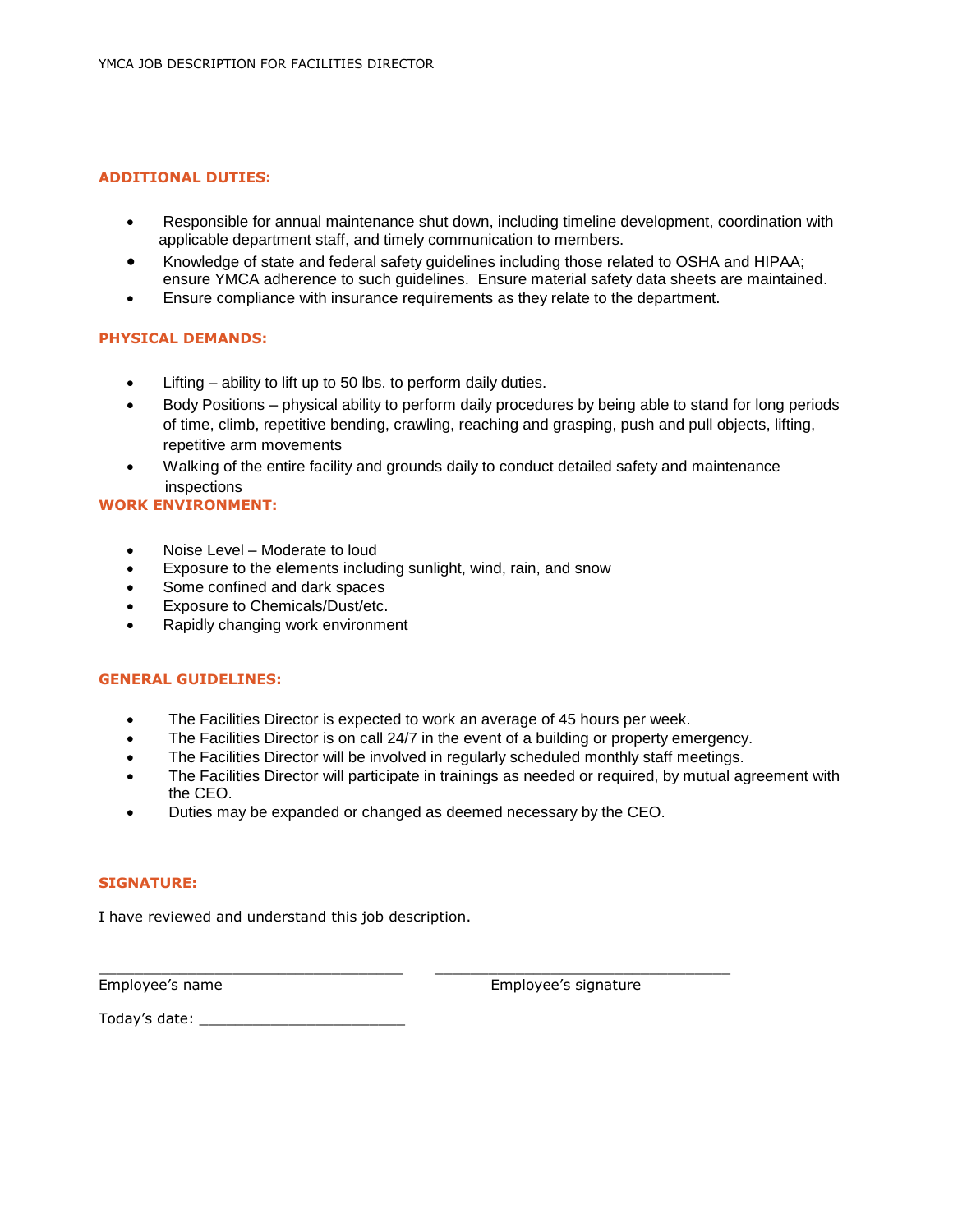## ADDITIONAL DUTIES:

- Responsible for annual maintenance shut down, including timeline development, coordination with applicable department staff, and timely communication to members.
- Knowledge of state and federal safety guidelines including those related to OSHA and HIPAA; ensure YMCA adherence to such guidelines. Ensure material safety data sheets are maintained.
- Ensure compliance with insurance requirements as they relate to the department.

## PHYSICAL DEMANDS:

- Lifting – ability to lift up to 50 lbs. to perform daily duties.
- Body Positions – physical ability to perform daily procedures by being able to stand for long periods of time, climb, repetitive bending, crawling, reaching and grasping, push and pull objects, lifting, repetitive arm movements
- Walking of the entire facility and grounds daily to conduct detailed safety and maintenance inspections

## WORK ENVIRONMENT:

- Noise Level – Moderate to loud
- Exposure to the elements including sunlight, wind, rain, and snow
- Some confined and dark spaces
- Exposure to Chemicals/Dust/etc.
- Rapidly changing work environment

## GENERAL GUIDELINES:

- The Facilities Director is expected to work an average of 45 hours per week.
- The Facilities Director is on call 24/7 in the event of a building or property emergency.
- The Facilities Director will be involved in regularly scheduled monthly staff meetings.
- The Facilities Director will participate in trainings as needed or required, by mutual agreement with the CEO.
- Duties may be expanded or changed as deemed necessary by the CEO.

## SIGNATURE:

I have reviewed and understand this job description.

___________________________________ ___________________________________

Employee's name Employee's signature

Today's date: _______________________